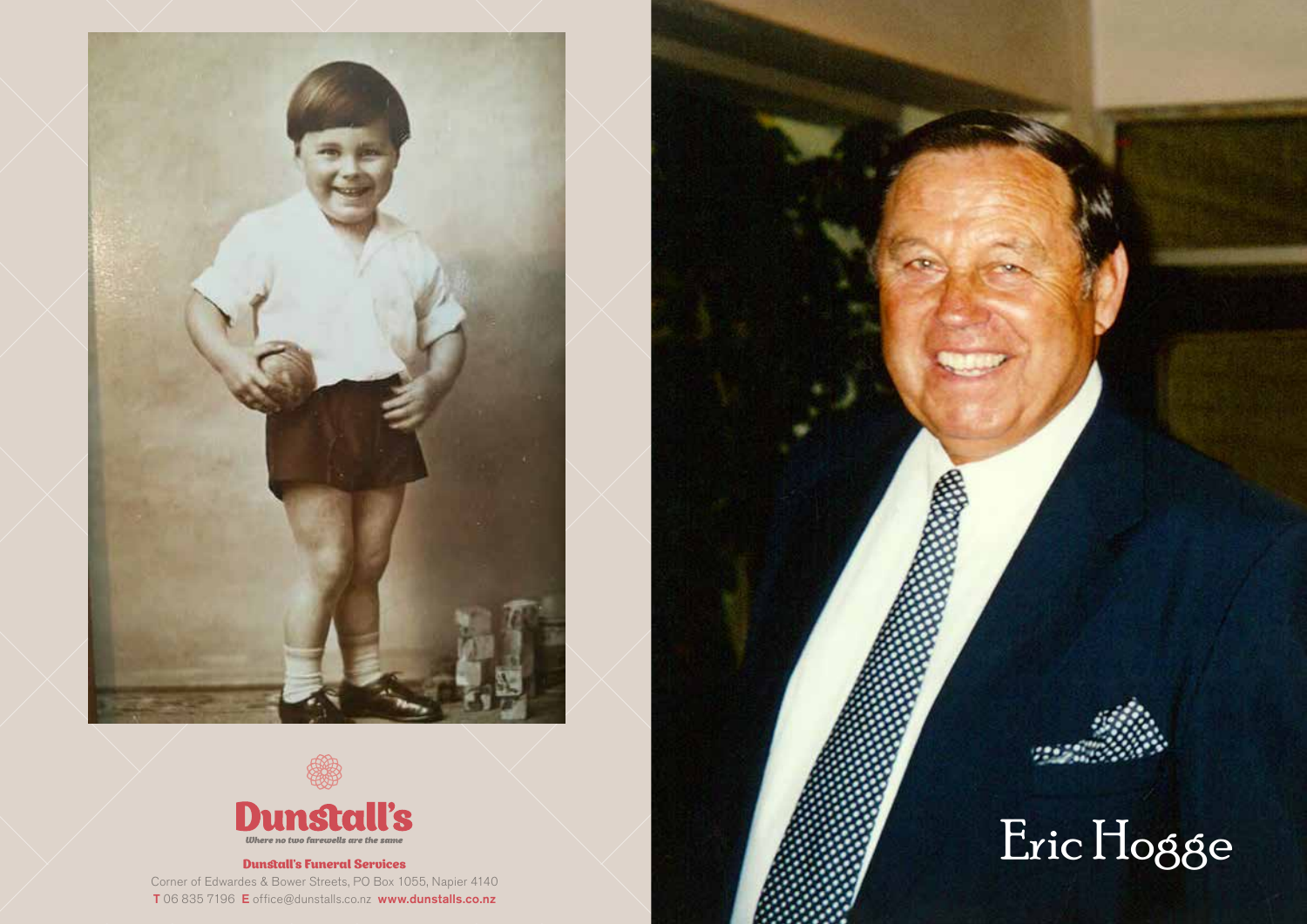# Eric Hogge

**Dunstall's**

*Where no two farewells are the same*

**Dunstall's Funeral Services**

Corner of Edwardes & Bower Streets, PO Box 1055, Napier 4140

**T** 06 835 7196 **E** office@dunstalls.co.nz **www.dunstalls.co.nz**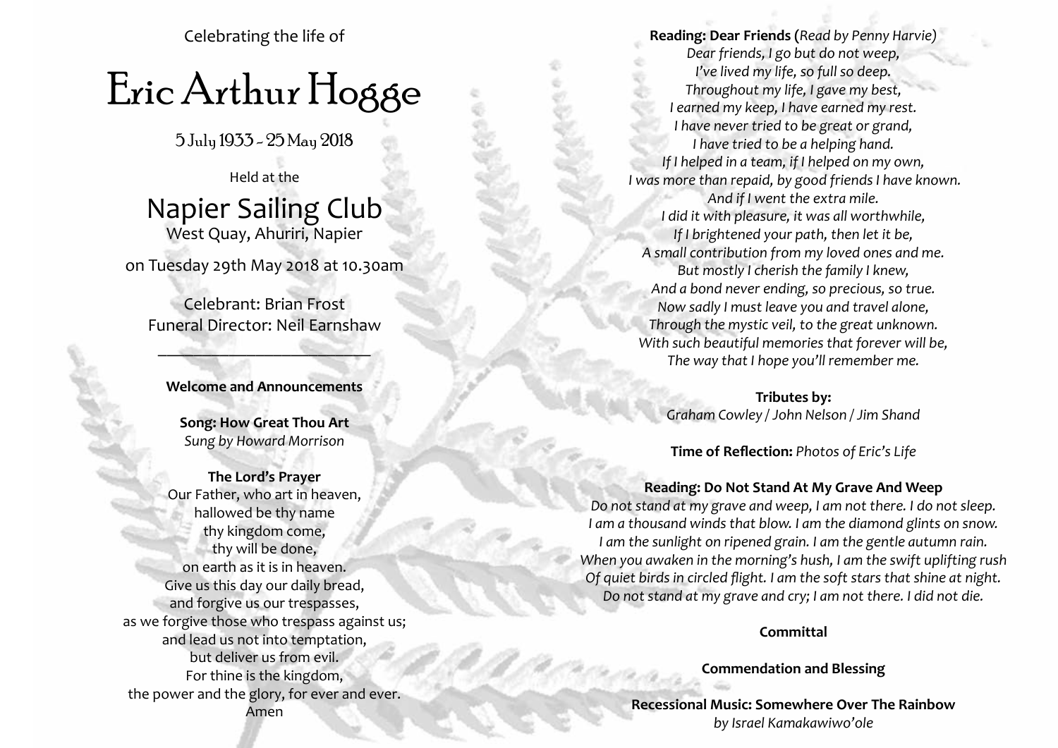Celebrating the life of

# Eric Arthur Hogge

5 July 1933 - 25 May 2018

Held at the

## Napier Sailing Club

West Quay, Ahuriri, Napier

on Tuesday 29th May 2018 at 10.30am

Celebrant: Brian Frost
Funeral Director: Neil Earnshaw

---

**Welcome and Announcements**

**Song: How Great Thou Art**
*Sung by Howard Morrison*

**The Lord's Prayer**
Our Father, who art in heaven,
hallowed be thy name
thy kingdom come,
thy will be done,
on earth as it is in heaven.
Give us this day our daily bread,
and forgive us our trespasses,
as we forgive those who trespass against us;
and lead us not into temptation,
but deliver us from evil.
For thine is the kingdom,
the power and the glory, for ever and ever.
Amen

**Reading: Dear Friends (***Read by Penny Harvie)*
*Dear friends, I go but do not weep,*
*I've lived my life, so full so deep.*
*Throughout my life, I gave my best,*
*I earned my keep, I have earned my rest.*
*I have never tried to be great or grand,*
*I have tried to be a helping hand.*
*If I helped in a team, if I helped on my own,*
*I was more than repaid, by good friends I have known.*
*And if I went the extra mile.*
*I did it with pleasure, it was all worthwhile,*
*If I brightened your path, then let it be,*
*A small contribution from my loved ones and me.*
*But mostly I cherish the family I knew,*
*And a bond never ending, so precious, so true.*
*Now sadly I must leave you and travel alone,*
*Through the mystic veil, to the great unknown.*
*With such beautiful memories that forever will be,*
*The way that I hope you'll remember me.*

**Tributes by:**
*Graham Cowley / John Nelson / Jim Shand*

**Time of Reflection:** *Photos of Eric's Life*

**Reading: Do Not Stand At My Grave And Weep**
*Do not stand at my grave and weep, I am not there. I do not sleep.*
*I am a thousand winds that blow. I am the diamond glints on snow.*
*I am the sunlight on ripened grain. I am the gentle autumn rain.*
*When you awaken in the morning's hush, I am the swift uplifting rush*
*Of quiet birds in circled flight. I am the soft stars that shine at night.*
*Do not stand at my grave and cry; I am not there. I did not die.*

**Committal**

**Commendation and Blessing**

**Recessional Music: Somewhere Over The Rainbow**
*by Israel Kamakawiwo'ole*